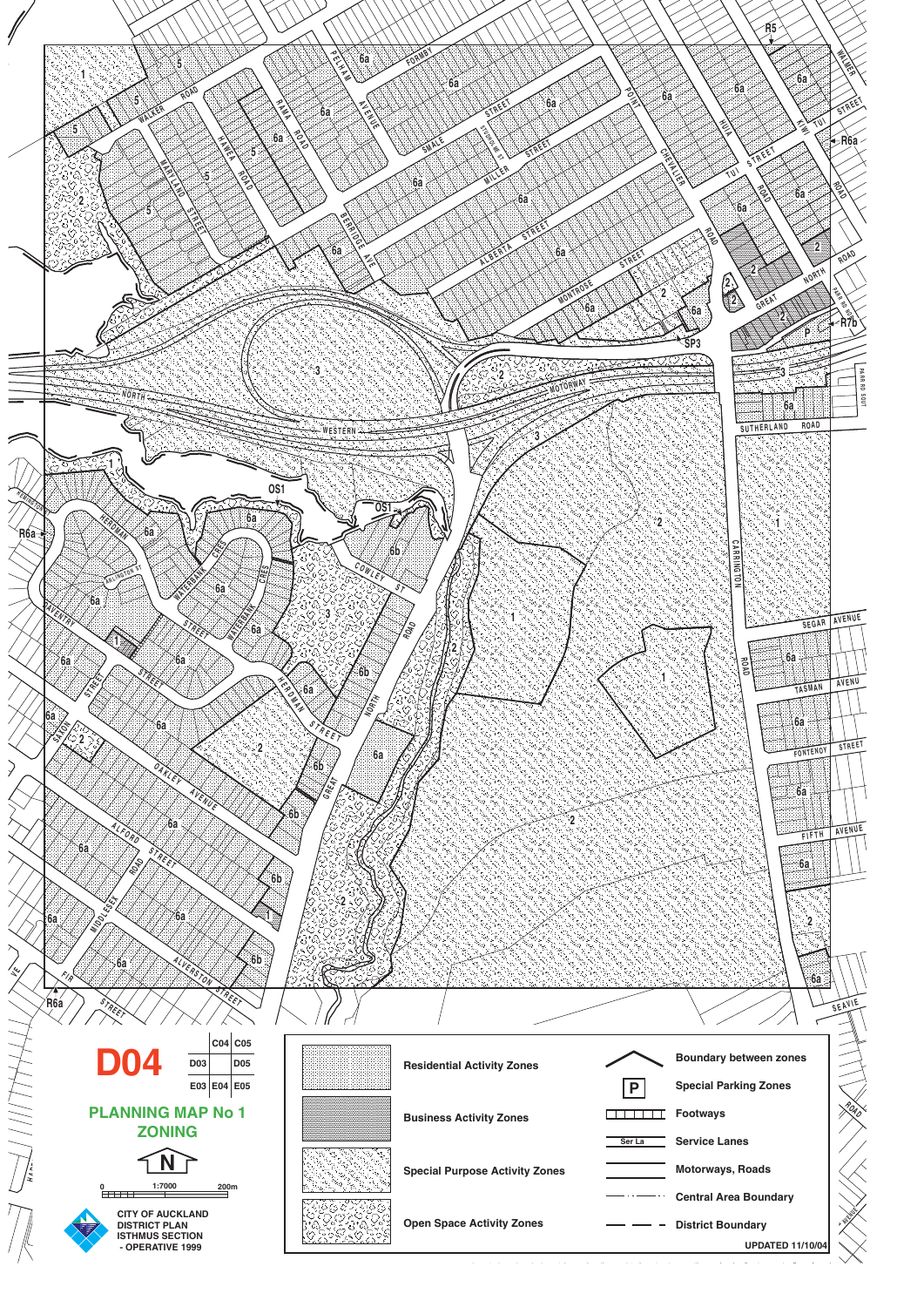# D04

## PLANNING MAP No 1
## ZONING

| | C04 | C05 |
|---|---|---|
| D03 | | D05 |
| E03 | E04 | E05 |

N

1:7000 — 0 — 200m

CITY OF AUCKLAND
DISTRICT PLAN
ISTHMUS SECTION
- OPERATIVE 1999

| Legend | |
|---|---|
| Residential Activity Zones | Boundary between zones |
| Business Activity Zones | P — Special Parking Zones |
| Special Purpose Activity Zones | Footways |
| Open Space Activity Zones | Ser La — Service Lanes |
| | Motorways, Roads |
| | Central Area Boundary |
| | District Boundary |

UPDATED 11/10/04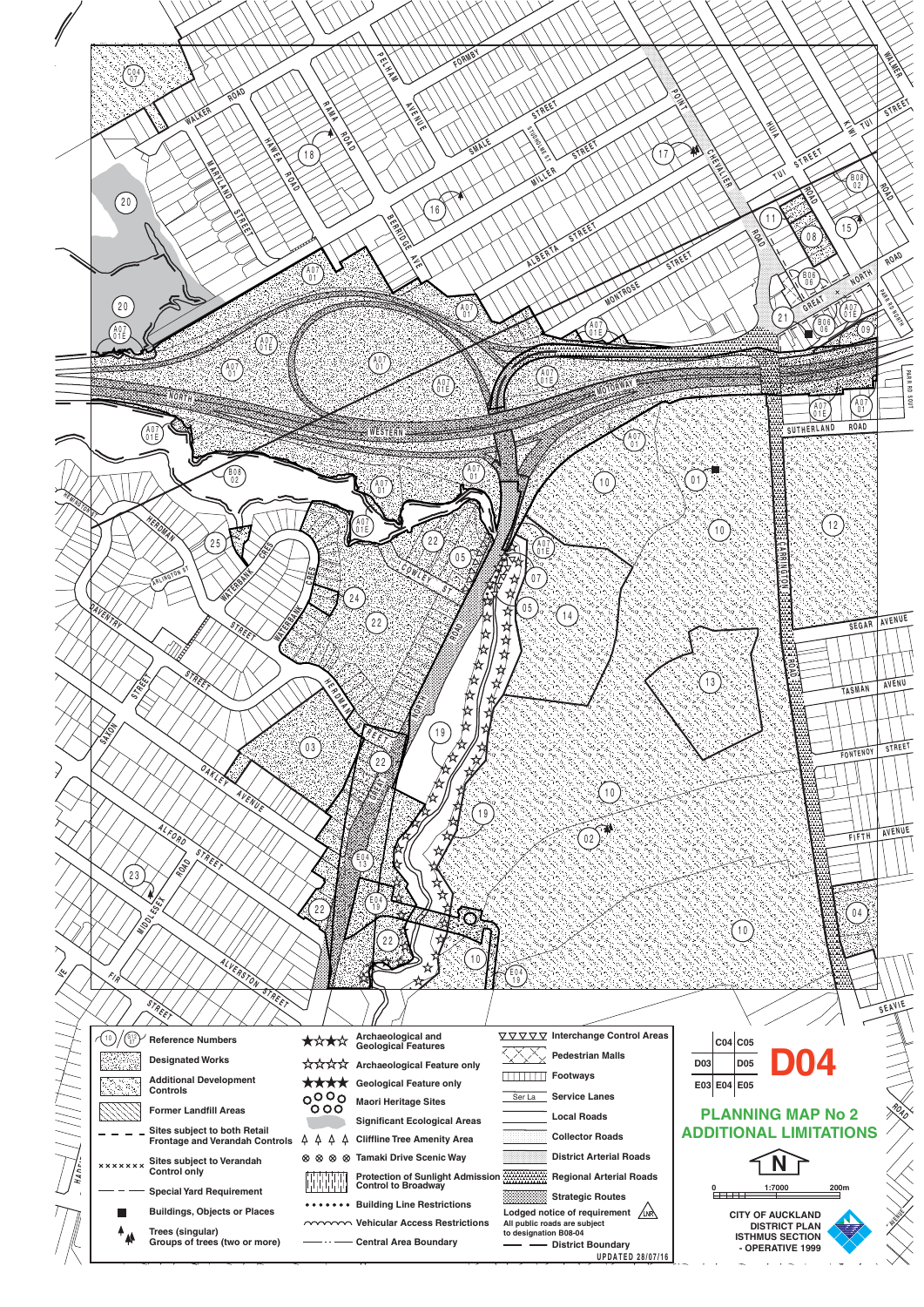# D04

## PLANNING MAP No 2
## ADDITIONAL LIMITATIONS

| | C04 | C05 |
|---|---|---|
| D03 | | D05 |
| E03 | E04 | E05 |

1:7000 — 0 to 200m

**CITY OF AUCKLAND**
**DISTRICT PLAN**
**ISTHMUS SECTION**
**- OPERATIVE 1999**

### Legend

- Reference Numbers
- Designated Works
- Additional Development Controls
- Former Landfill Areas
- Sites subject to both Retail Frontage and Verandah Controls
- Sites subject to Verandah Control only
- Special Yard Requirement
- Buildings, Objects or Places
- Trees (singular)
- Groups of trees (two or more)
- Archaeological and Geological Features
- Archaeological Feature only
- Geological Feature only
- Maori Heritage Sites
- Significant Ecological Areas
- Cliffline Tree Amenity Area
- Tamaki Drive Scenic Way
- Protection of Sunlight Admission Control to Broadway
- Building Line Restrictions
- Vehicular Access Restrictions
- Central Area Boundary
- Interchange Control Areas
- Pedestrian Malls
- Footways
- Service Lanes
- Local Roads
- Collector Roads
- District Arterial Roads
- Regional Arterial Roads
- Strategic Routes
- Lodged notice of requirement (LNR)
- All public roads are subject to designation B08-04
- District Boundary

UPDATED 28/07/16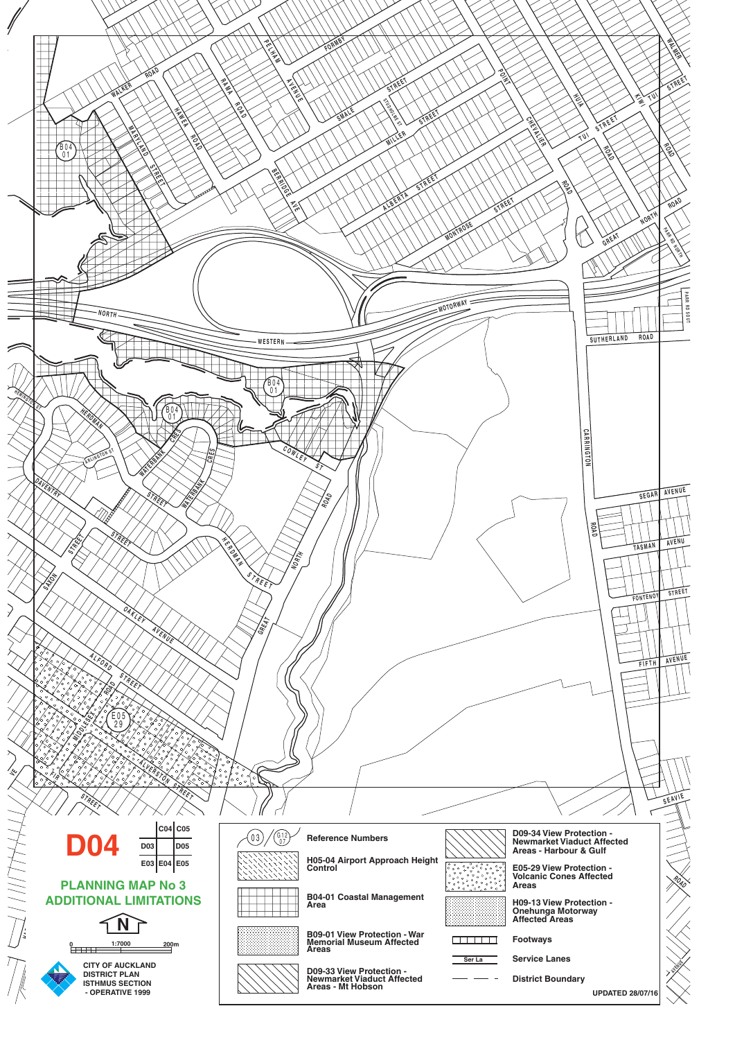# D04

| | C04 | C05 |
|---|---|---|
| D03 | | D05 |
| E03 | E04 | E05 |

## PLANNING MAP No 3
## ADDITIONAL LIMITATIONS

N

0 1:7000 200m

CITY OF AUCKLAND
DISTRICT PLAN
ISTHMUS SECTION
- OPERATIVE 1999

03 G12/07 Reference Numbers

H05-04 Airport Approach Height Control

B04-01 Coastal Management Area

B09-01 View Protection - War Memorial Museum Affected Areas

D09-33 View Protection - Newmarket Viaduct Affected Areas - Mt Hobson

D09-34 View Protection - Newmarket Viaduct Affected Areas - Harbour & Gulf

E05-29 View Protection - Volcanic Cones Affected Areas

H09-13 View Protection - Onehunga Motorway Affected Areas

Footways

Ser La Service Lanes

District Boundary

UPDATED 28/07/16